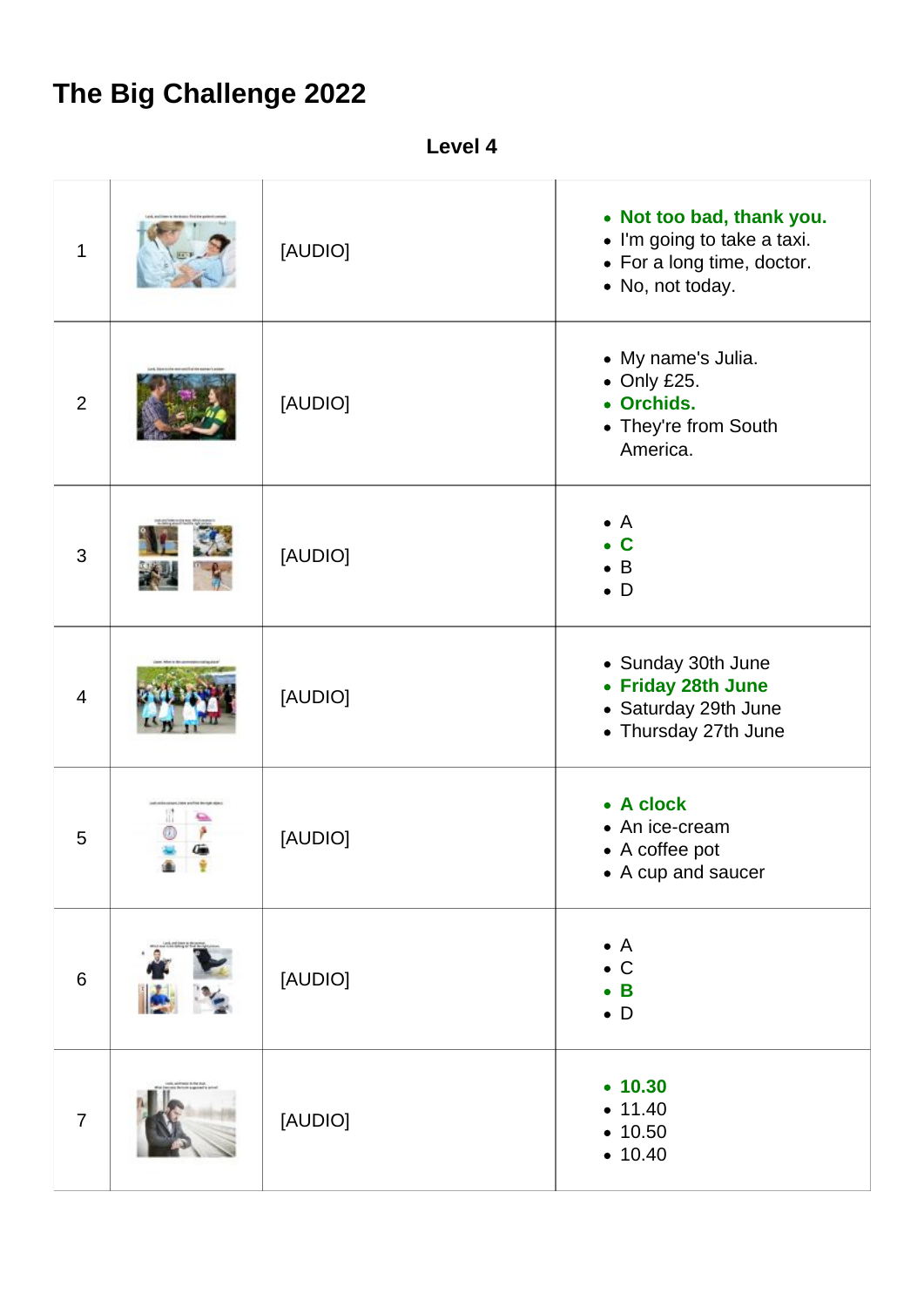# The Big Challenge 2022

**Level 4**

| | | | |
|---|---|---|---|
| 1 | | [AUDIO] | • **Not too bad, thank you.**<br>• I'm going to take a taxi.<br>• For a long time, doctor.<br>• No, not today. |
| 2 | | [AUDIO] | • My name's Julia.<br>• Only £25.<br>• **Orchids.**<br>• They're from South America. |
| 3 | | [AUDIO] | • A<br>• **C**<br>• B<br>• D |
| 4 | | [AUDIO] | • Sunday 30th June<br>• **Friday 28th June**<br>• Saturday 29th June<br>• Thursday 27th June |
| 5 | | [AUDIO] | • **A clock**<br>• An ice-cream<br>• A coffee pot<br>• A cup and saucer |
| 6 | | [AUDIO] | • A<br>• C<br>• **B**<br>• D |
| 7 | | [AUDIO] | • **10.30**<br>• 11.40<br>• 10.50<br>• 10.40 |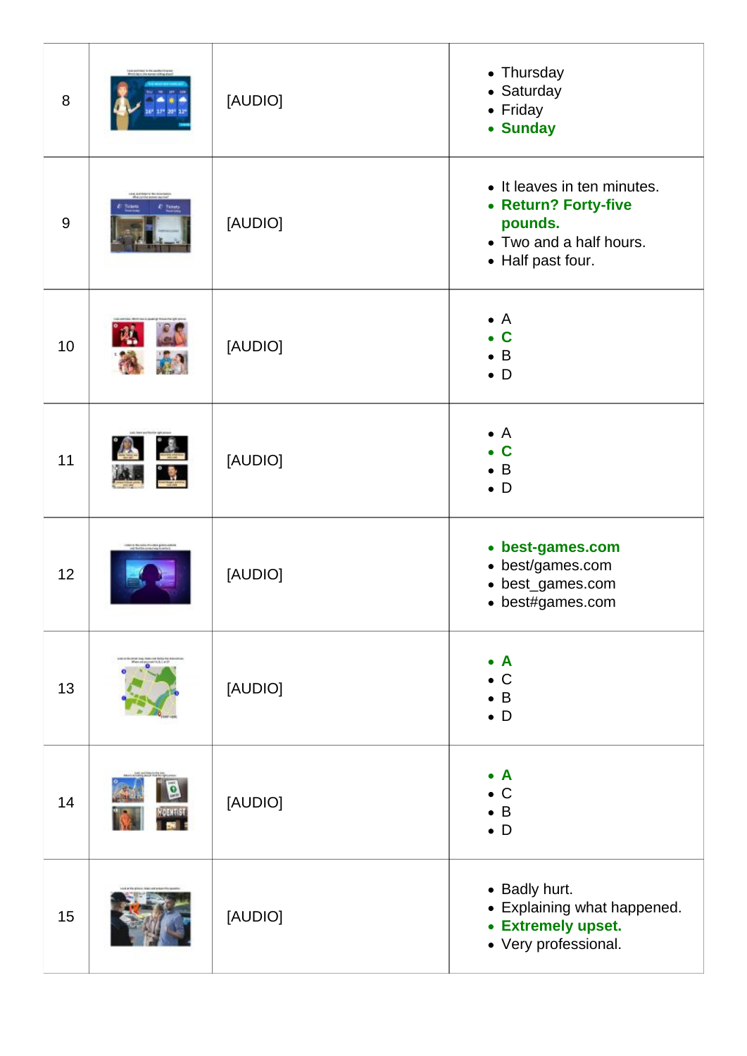| | | | |
|---|---|---|---|
| 8 | | [AUDIO] | • Thursday<br>• Saturday<br>• Friday<br>• **Sunday** |
| 9 | | [AUDIO] | • It leaves in ten minutes.<br>• **Return? Forty-five pounds.**<br>• Two and a half hours.<br>• Half past four. |
| 10 | | [AUDIO] | • A<br>• **C**<br>• B<br>• D |
| 11 | | [AUDIO] | • A<br>• **C**<br>• B<br>• D |
| 12 | | [AUDIO] | • **best-games.com**<br>• best/games.com<br>• best_games.com<br>• best#games.com |
| 13 | | [AUDIO] | • **A**<br>• C<br>• B<br>• D |
| 14 | | [AUDIO] | • **A**<br>• C<br>• B<br>• D |
| 15 | | [AUDIO] | • Badly hurt.<br>• Explaining what happened.<br>• **Extremely upset.**<br>• Very professional. |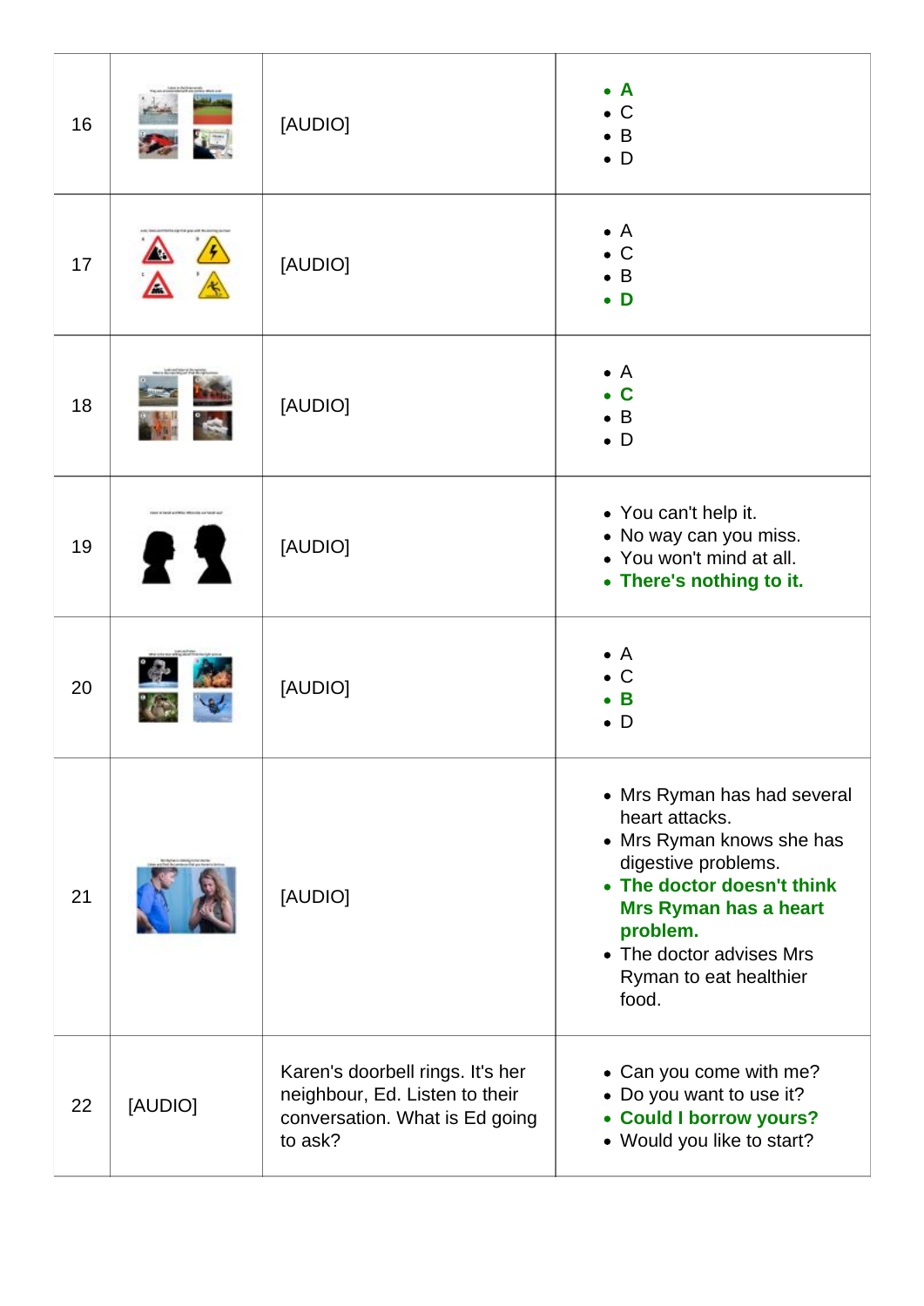| | | | |
|---|---|---|---|
| 16 | | [AUDIO] | • **A**<br>• C<br>• B<br>• D |
| 17 | | [AUDIO] | • A<br>• C<br>• B<br>• **D** |
| 18 | | [AUDIO] | • A<br>• **C**<br>• B<br>• D |
| 19 | | [AUDIO] | • You can't help it.<br>• No way can you miss.<br>• You won't mind at all.<br>• **There's nothing to it.** |
| 20 | | [AUDIO] | • A<br>• C<br>• **B**<br>• D |
| 21 | | [AUDIO] | • Mrs Ryman has had several heart attacks.<br>• Mrs Ryman knows she has digestive problems.<br>• **The doctor doesn't think Mrs Ryman has a heart problem.**<br>• The doctor advises Mrs Ryman to eat healthier food. |
| 22 | [AUDIO] | Karen's doorbell rings. It's her neighbour, Ed. Listen to their conversation. What is Ed going to ask? | • Can you come with me?<br>• Do you want to use it?<br>• **Could I borrow yours?**<br>• Would you like to start? |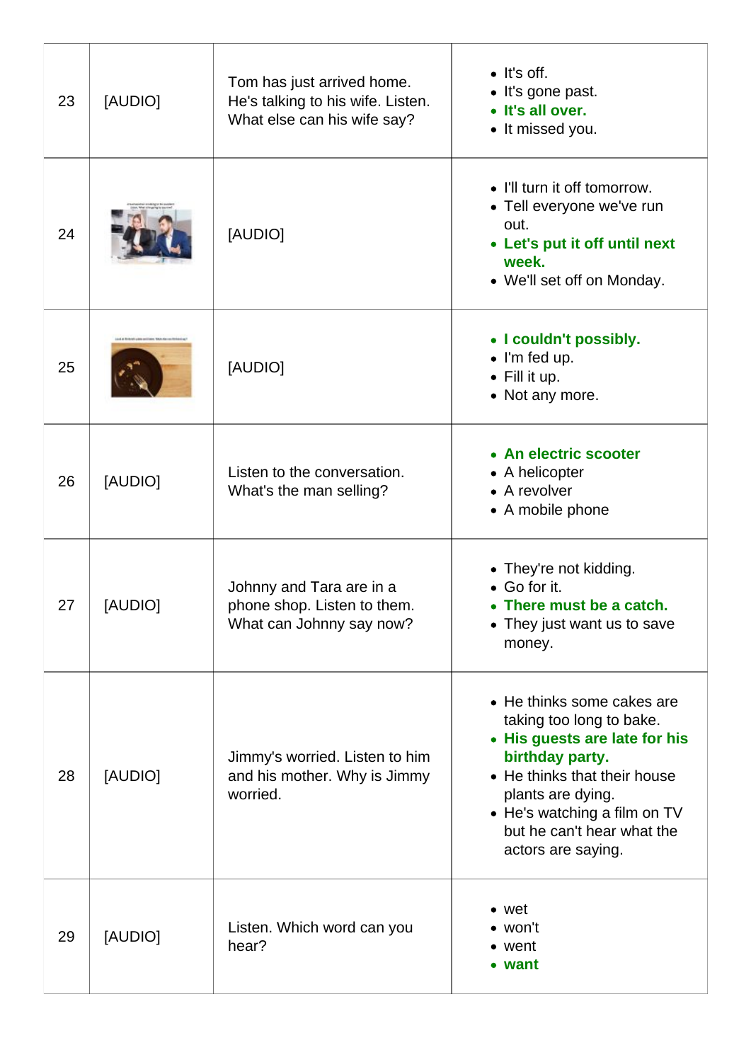| | | | |
|---|---|---|---|
| 23 | [AUDIO] | Tom has just arrived home. He's talking to his wife. Listen. What else can his wife say? | • It's off.<br>• It's gone past.<br>• **It's all over.**<br>• It missed you. |
| 24 | | [AUDIO] | • I'll turn it off tomorrow.<br>• Tell everyone we've run out.<br>• **Let's put it off until next week.**<br>• We'll set off on Monday. |
| 25 | | [AUDIO] | • **I couldn't possibly.**<br>• I'm fed up.<br>• Fill it up.<br>• Not any more. |
| 26 | [AUDIO] | Listen to the conversation. What's the man selling? | • **An electric scooter**<br>• A helicopter<br>• A revolver<br>• A mobile phone |
| 27 | [AUDIO] | Johnny and Tara are in a phone shop. Listen to them. What can Johnny say now? | • They're not kidding.<br>• Go for it.<br>• **There must be a catch.**<br>• They just want us to save money. |
| 28 | [AUDIO] | Jimmy's worried. Listen to him and his mother. Why is Jimmy worried. | • He thinks some cakes are taking too long to bake.<br>• **His guests are late for his birthday party.**<br>• He thinks that their house plants are dying.<br>• He's watching a film on TV but he can't hear what the actors are saying. |
| 29 | [AUDIO] | Listen. Which word can you hear? | • wet<br>• won't<br>• went<br>• **want** |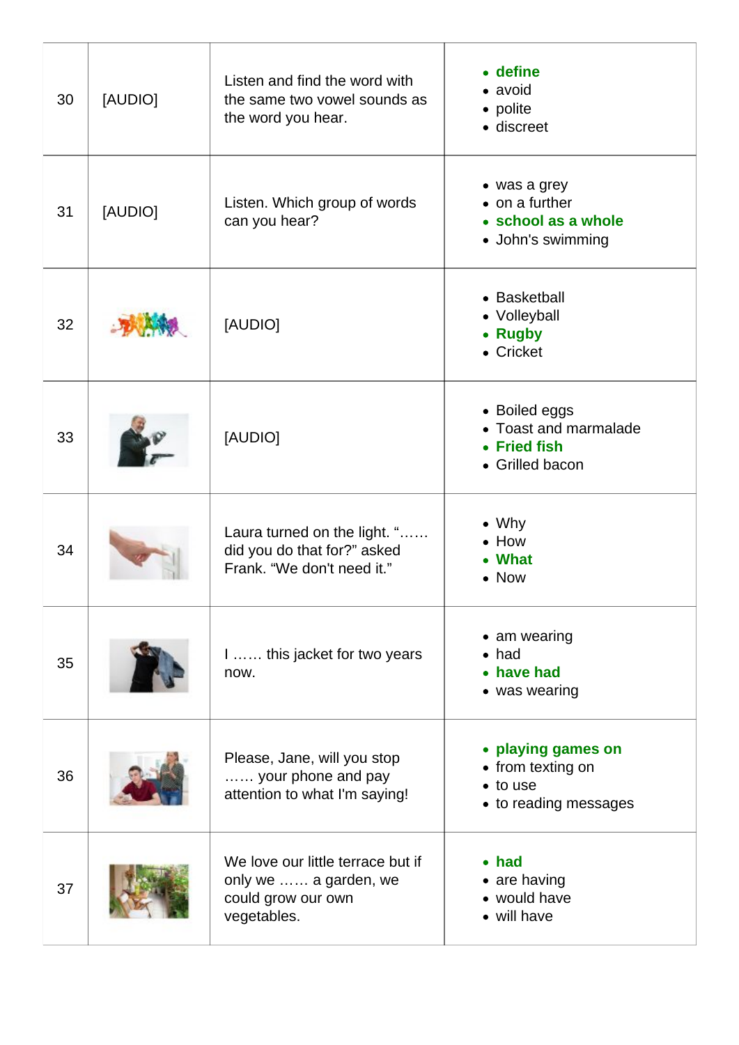| | | | |
|---|---|---|---|
| 30 | [AUDIO] | Listen and find the word with the same two vowel sounds as the word you hear. | • **define**<br>• avoid<br>• polite<br>• discreet |
| 31 | [AUDIO] | Listen. Which group of words can you hear? | • was a grey<br>• on a further<br>• **school as a whole**<br>• John's swimming |
| 32 | | [AUDIO] | • Basketball<br>• Volleyball<br>• **Rugby**<br>• Cricket |
| 33 | | [AUDIO] | • Boiled eggs<br>• Toast and marmalade<br>• **Fried fish**<br>• Grilled bacon |
| 34 | | Laura turned on the light. "…… did you do that for?" asked Frank. "We don't need it." | • Why<br>• How<br>• **What**<br>• Now |
| 35 | | I …… this jacket for two years now. | • am wearing<br>• had<br>• **have had**<br>• was wearing |
| 36 | | Please, Jane, will you stop …… your phone and pay attention to what I'm saying! | • **playing games on**<br>• from texting on<br>• to use<br>• to reading messages |
| 37 | | We love our little terrace but if only we …… a garden, we could grow our own vegetables. | • **had**<br>• are having<br>• would have<br>• will have |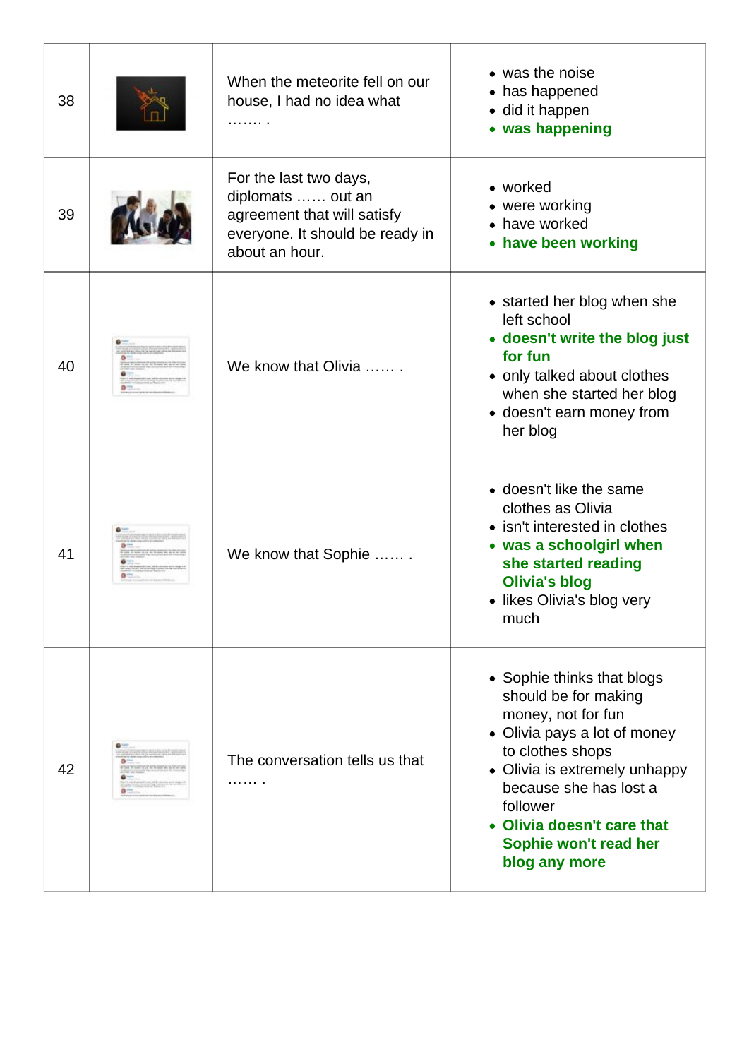| | | | |
|---|---|---|---|
| 38 | | When the meteorite fell on our house, I had no idea what ……. . | • was the noise<br>• has happened<br>• did it happen<br>• **was happening** |
| 39 | | For the last two days, diplomats …… out an agreement that will satisfy everyone. It should be ready in about an hour. | • worked<br>• were working<br>• have worked<br>• **have been working** |
| 40 | | We know that Olivia …… . | • started her blog when she left school<br>• **doesn't write the blog just for fun**<br>• only talked about clothes when she started her blog<br>• doesn't earn money from her blog |
| 41 | | We know that Sophie …… . | • doesn't like the same clothes as Olivia<br>• isn't interested in clothes<br>• **was a schoolgirl when she started reading Olivia's blog**<br>• likes Olivia's blog very much |
| 42 | | The conversation tells us that …… . | • Sophie thinks that blogs should be for making money, not for fun<br>• Olivia pays a lot of money to clothes shops<br>• Olivia is extremely unhappy because she has lost a follower<br>• **Olivia doesn't care that Sophie won't read her blog any more** |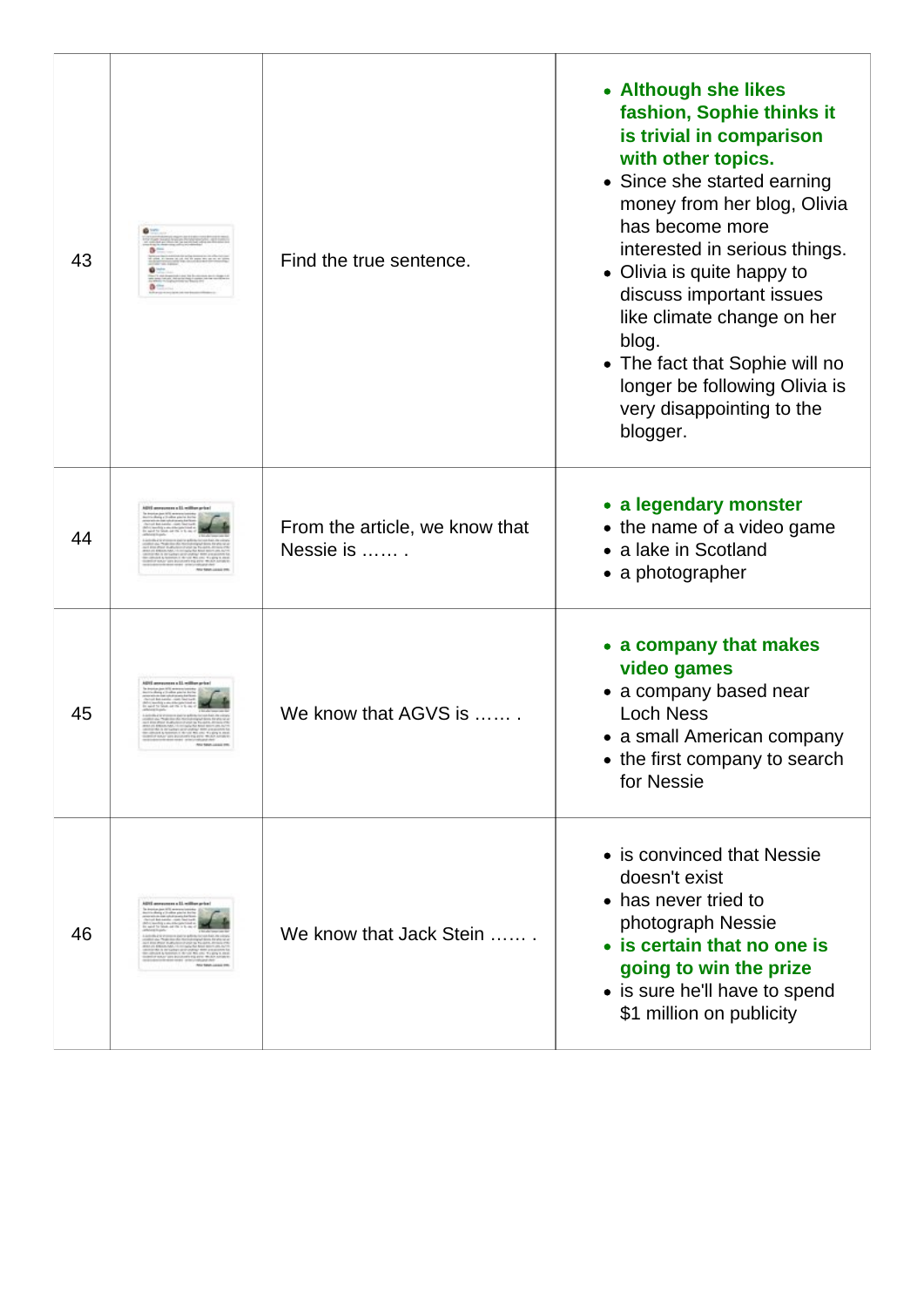| | | | |
|---|---|---|---|
| 43 | | Find the true sentence. | • **Although she likes fashion, Sophie thinks it is trivial in comparison with other topics.**<br>• Since she started earning money from her blog, Olivia has become more interested in serious things.<br>• Olivia is quite happy to discuss important issues like climate change on her blog.<br>• The fact that Sophie will no longer be following Olivia is very disappointing to the blogger. |
| 44 | | From the article, we know that Nessie is …… . | • **a legendary monster**<br>• the name of a video game<br>• a lake in Scotland<br>• a photographer |
| 45 | | We know that AGVS is …… . | • **a company that makes video games**<br>• a company based near Loch Ness<br>• a small American company<br>• the first company to search for Nessie |
| 46 | | We know that Jack Stein …… . | • is convinced that Nessie doesn't exist<br>• has never tried to photograph Nessie<br>• **is certain that no one is going to win the prize**<br>• is sure he'll have to spend $1 million on publicity |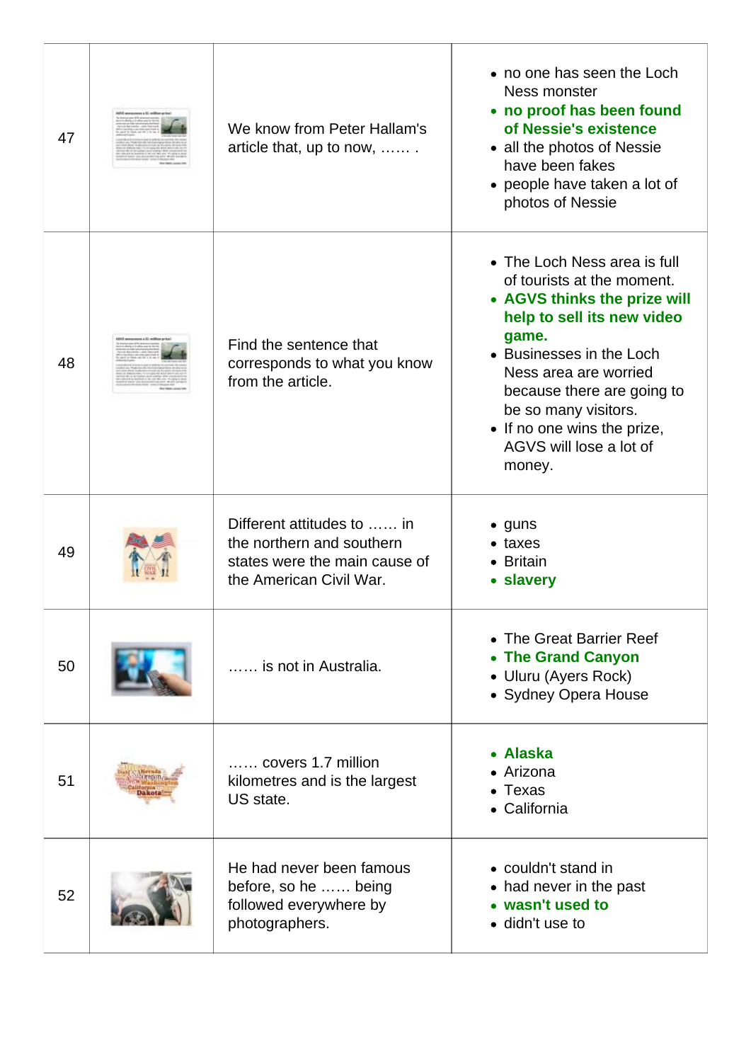| | | | |
|---|---|---|---|
| 47 | | We know from Peter Hallam's article that, up to now, …… . | • no one has seen the Loch Ness monster<br>• **no proof has been found of Nessie's existence**<br>• all the photos of Nessie have been fakes<br>• people have taken a lot of photos of Nessie |
| 48 | | Find the sentence that corresponds to what you know from the article. | • The Loch Ness area is full of tourists at the moment.<br>• **AGVS thinks the prize will help to sell its new video game.**<br>• Businesses in the Loch Ness area are worried because there are going to be so many visitors.<br>• If no one wins the prize, AGVS will lose a lot of money. |
| 49 | | Different attitudes to …… in the northern and southern states were the main cause of the American Civil War. | • guns<br>• taxes<br>• Britain<br>• **slavery** |
| 50 | | …… is not in Australia. | • The Great Barrier Reef<br>• **The Grand Canyon**<br>• Uluru (Ayers Rock)<br>• Sydney Opera House |
| 51 | | …… covers 1.7 million kilometres and is the largest US state. | • **Alaska**<br>• Arizona<br>• Texas<br>• California |
| 52 | | He had never been famous before, so he …… being followed everywhere by photographers. | • couldn't stand in<br>• had never in the past<br>• **wasn't used to**<br>• didn't use to |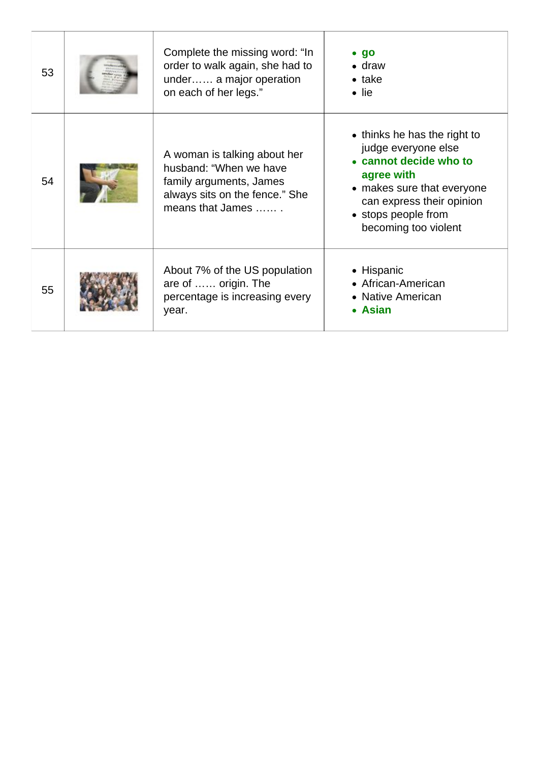| | | | |
|---|---|---|---|
| 53 | | Complete the missing word: “In order to walk again, she had to under…… a major operation on each of her legs.” | • **go**<br>• draw<br>• take<br>• lie |
| 54 | | A woman is talking about her husband: “When we have family arguments, James always sits on the fence.” She means that James …… . | • thinks he has the right to judge everyone else<br>• **cannot decide who to agree with**<br>• makes sure that everyone can express their opinion<br>• stops people from becoming too violent |
| 55 | | About 7% of the US population are of …… origin. The percentage is increasing every year. | • Hispanic<br>• African-American<br>• Native American<br>• **Asian** |